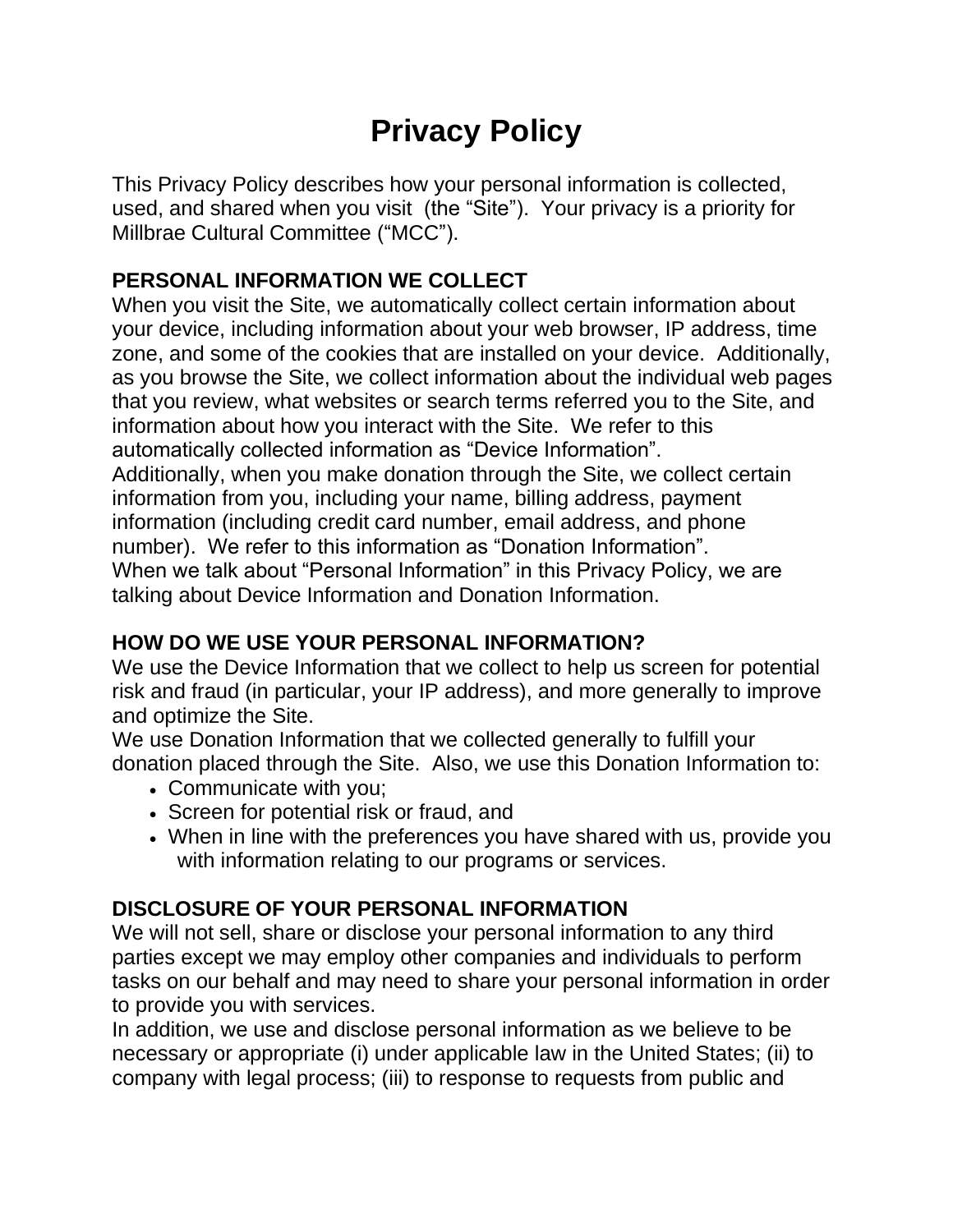# Privacy Policy

This Privacy Policy describes how your personal information is collected, used, and shared when you visit  (the "Site").  Your privacy is a priority for Millbrae Cultural Committee ("MCC").

**PERSONAL INFORMATION WE COLLECT**

When you visit the Site, we automatically collect certain information about your device, including information about your web browser, IP address, time zone, and some of the cookies that are installed on your device.  Additionally, as you browse the Site, we collect information about the individual web pages that you review, what websites or search terms referred you to the Site, and information about how you interact with the Site.  We refer to this automatically collected information as "Device Information".

Additionally, when you make donation through the Site, we collect certain information from you, including your name, billing address, payment information (including credit card number, email address, and phone number).  We refer to this information as "Donation Information".

When we talk about "Personal Information" in this Privacy Policy, we are talking about Device Information and Donation Information.

**HOW DO WE USE YOUR PERSONAL INFORMATION?**

We use the Device Information that we collect to help us screen for potential risk and fraud (in particular, your IP address), and more generally to improve and optimize the Site.

We use Donation Information that we collected generally to fulfill your donation placed through the Site.  Also, we use this Donation Information to:

- Communicate with you;
- Screen for potential risk or fraud, and
- When in line with the preferences you have shared with us, provide you with information relating to our programs or services.

**DISCLOSURE OF YOUR PERSONAL INFORMATION**

We will not sell, share or disclose your personal information to any third parties except we may employ other companies and individuals to perform tasks on our behalf and may need to share your personal information in order to provide you with services.

In addition, we use and disclose personal information as we believe to be necessary or appropriate (i) under applicable law in the United States; (ii) to company with legal process; (iii) to response to requests from public and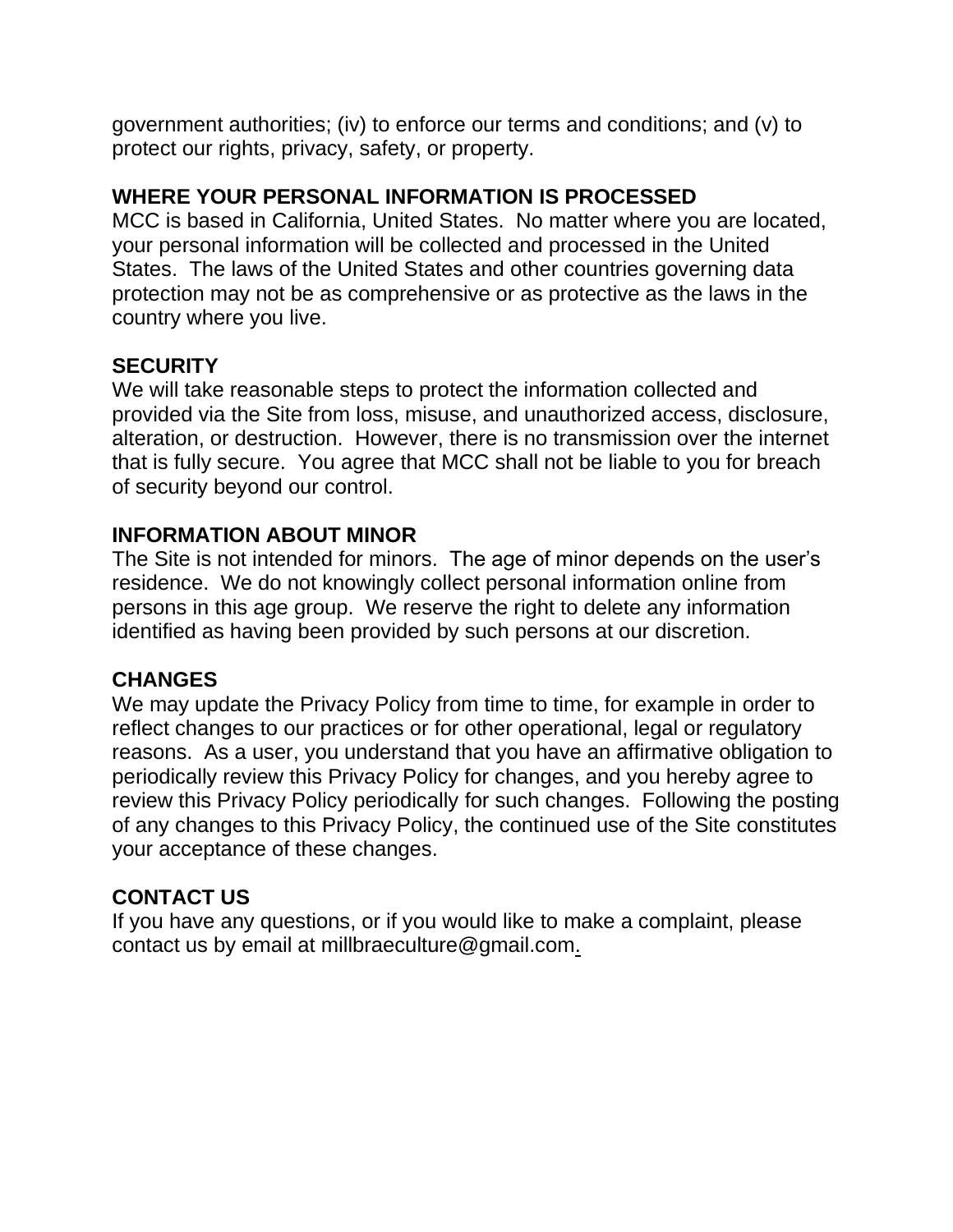government authorities; (iv) to enforce our terms and conditions; and (v) to protect our rights, privacy, safety, or property.

## WHERE YOUR PERSONAL INFORMATION IS PROCESSED

MCC is based in California, United States. No matter where you are located, your personal information will be collected and processed in the United States. The laws of the United States and other countries governing data protection may not be as comprehensive or as protective as the laws in the country where you live.

## SECURITY

We will take reasonable steps to protect the information collected and provided via the Site from loss, misuse, and unauthorized access, disclosure, alteration, or destruction. However, there is no transmission over the internet that is fully secure. You agree that MCC shall not be liable to you for breach of security beyond our control.

## INFORMATION ABOUT MINOR

The Site is not intended for minors. The age of minor depends on the user's residence. We do not knowingly collect personal information online from persons in this age group. We reserve the right to delete any information identified as having been provided by such persons at our discretion.

## CHANGES

We may update the Privacy Policy from time to time, for example in order to reflect changes to our practices or for other operational, legal or regulatory reasons. As a user, you understand that you have an affirmative obligation to periodically review this Privacy Policy for changes, and you hereby agree to review this Privacy Policy periodically for such changes. Following the posting of any changes to this Privacy Policy, the continued use of the Site constitutes your acceptance of these changes.

## CONTACT US

If you have any questions, or if you would like to make a complaint, please contact us by email at millbraeculture@gmail.com.